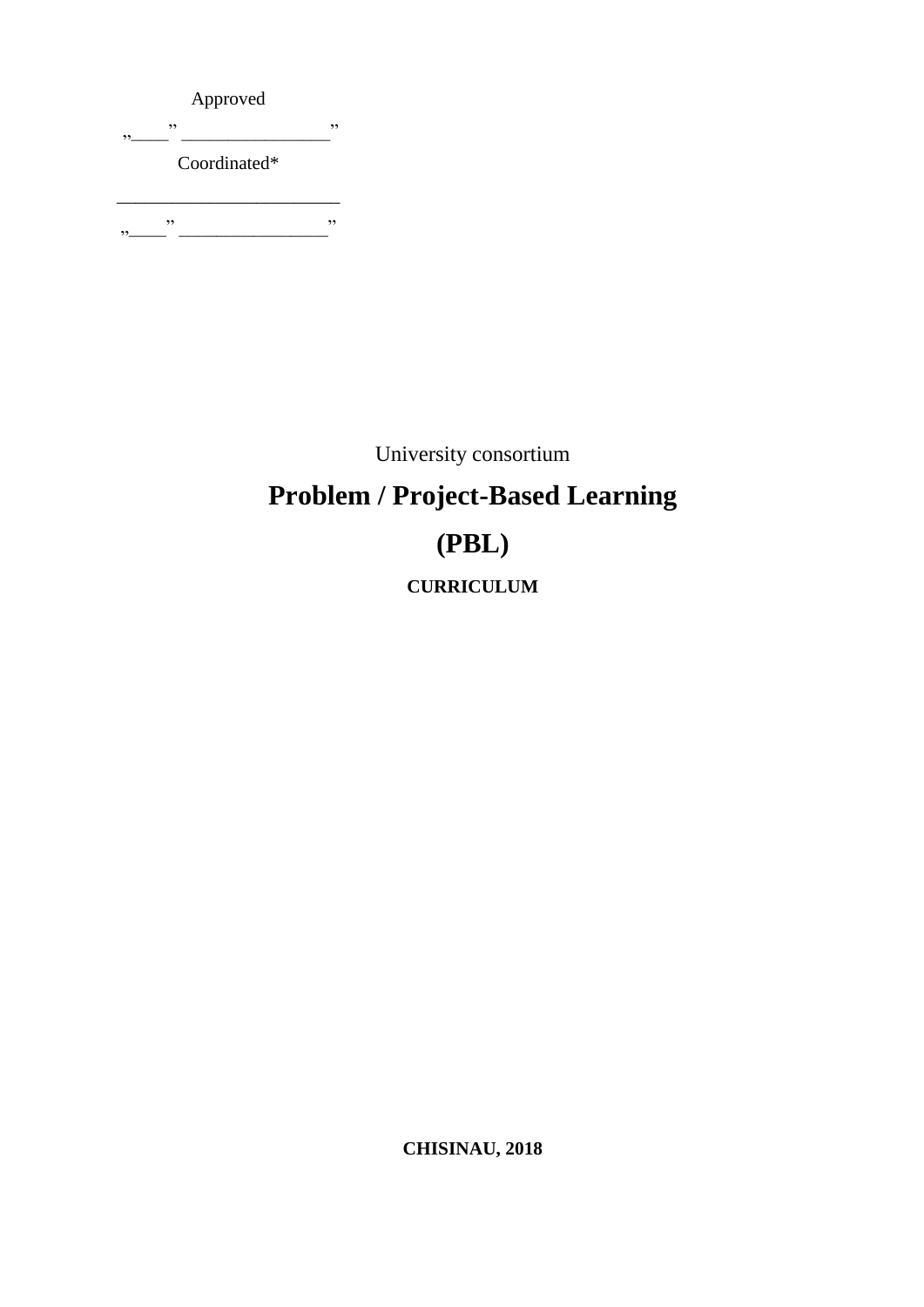Approved

,,\_\_\_\_" \_\_\_\_\_\_\_\_\_\_\_\_\_\_\_\_"

Coordinated*

\_\_\_\_\_\_\_\_\_\_\_\_\_\_\_\_\_\_\_\_\_\_\_\_\_

,,\_\_\_\_" \_\_\_\_\_\_\_\_\_\_\_\_\_\_\_\_"

University consortium

# Problem / Project-Based Learning

# (PBL)

**CURRICULUM**

**CHISINAU, 2018**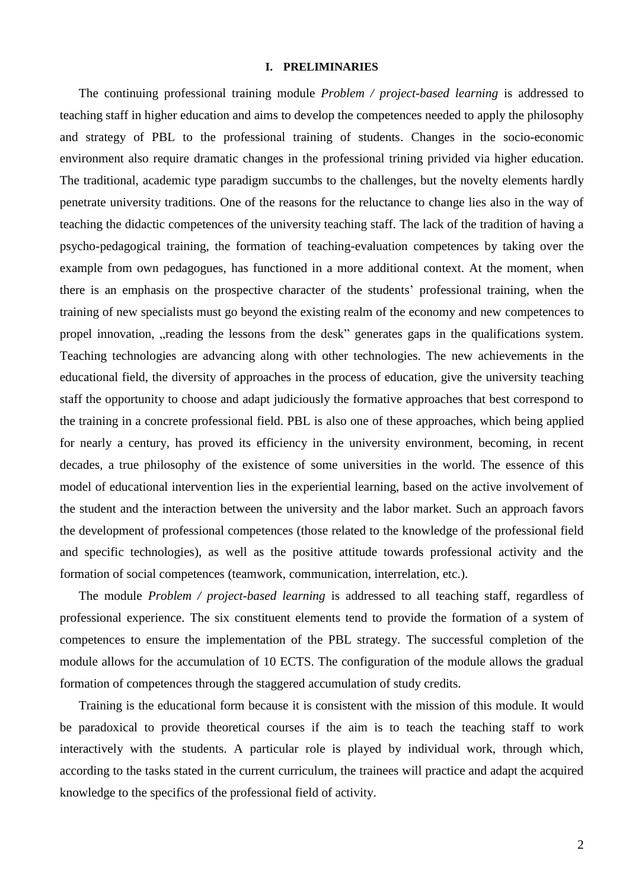# I. PRELIMINARIES

The continuing professional training module *Problem / project-based learning* is addressed to teaching staff in higher education and aims to develop the competences needed to apply the philosophy and strategy of PBL to the professional training of students. Changes in the socio-economic environment also require dramatic changes in the professional trining privided via higher education. The traditional, academic type paradigm succumbs to the challenges, but the novelty elements hardly penetrate university traditions. One of the reasons for the reluctance to change lies also in the way of teaching the didactic competences of the university teaching staff. The lack of the tradition of having a psycho-pedagogical training, the formation of teaching-evaluation competences by taking over the example from own pedagogues, has functioned in a more additional context. At the moment, when there is an emphasis on the prospective character of the students' professional training, when the training of new specialists must go beyond the existing realm of the economy and new competences to propel innovation, „reading the lessons from the desk" generates gaps in the qualifications system. Teaching technologies are advancing along with other technologies. The new achievements in the educational field, the diversity of approaches in the process of education, give the university teaching staff the opportunity to choose and adapt judiciously the formative approaches that best correspond to the training in a concrete professional field. PBL is also one of these approaches, which being applied for nearly a century, has proved its efficiency in the university environment, becoming, in recent decades, a true philosophy of the existence of some universities in the world. The essence of this model of educational intervention lies in the experiential learning, based on the active involvement of the student and the interaction between the university and the labor market. Such an approach favors the development of professional competences (those related to the knowledge of the professional field and specific technologies), as well as the positive attitude towards professional activity and the formation of social competences (teamwork, communication, interrelation, etc.).

The module *Problem / project-based learning* is addressed to all teaching staff, regardless of professional experience. The six constituent elements tend to provide the formation of a system of competences to ensure the implementation of the PBL strategy. The successful completion of the module allows for the accumulation of 10 ECTS. The configuration of the module allows the gradual formation of competences through the staggered accumulation of study credits.

Training is the educational form because it is consistent with the mission of this module. It would be paradoxical to provide theoretical courses if the aim is to teach the teaching staff to work interactively with the students. A particular role is played by individual work, through which, according to the tasks stated in the current curriculum, the trainees will practice and adapt the acquired knowledge to the specifics of the professional field of activity.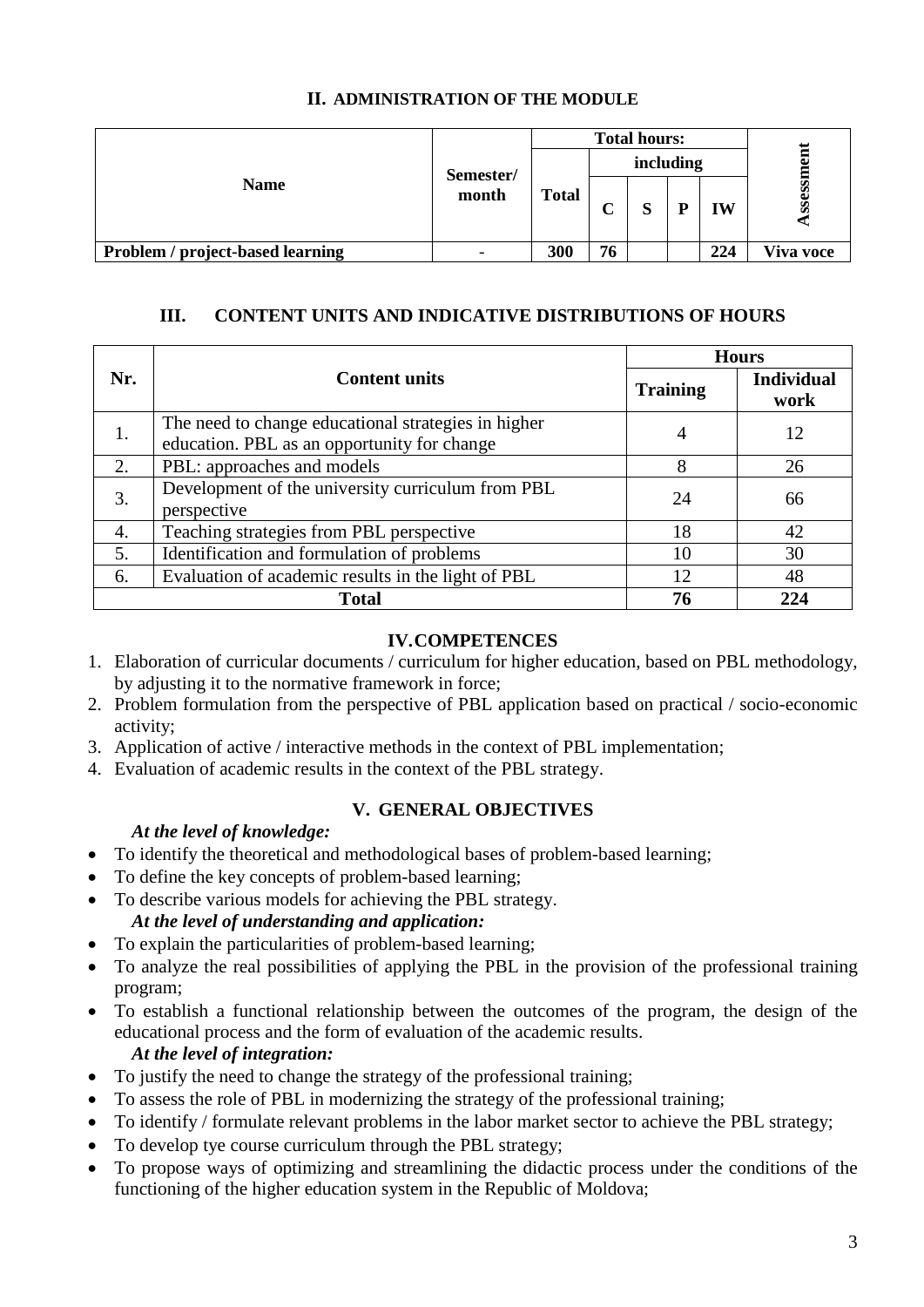## II. ADMINISTRATION OF THE MODULE

| Name | Semester/ month | Total hours: | | | | | Assessment |
|---|---|---|---|---|---|---|---|
| | | Total | including | | | | |
| | | | C | S | P | IW | |
| **Problem / project-based learning** | - | **300** | **76** | | | **224** | **Viva voce** |

## III. CONTENT UNITS AND INDICATIVE DISTRIBUTIONS OF HOURS

| Nr. | Content units | Hours | |
|---|---|---|---|
| | | **Training** | **Individual work** |
| 1. | The need to change educational strategies in higher education. PBL as an opportunity for change | 4 | 12 |
| 2. | PBL: approaches and models | 8 | 26 |
| 3. | Development of the university curriculum from PBL perspective | 24 | 66 |
| 4. | Teaching strategies from PBL perspective | 18 | 42 |
| 5. | Identification and formulation of problems | 10 | 30 |
| 6. | Evaluation of academic results in the light of PBL | 12 | 48 |
| **Total** | | **76** | **224** |

## IV. COMPETENCES

1. Elaboration of curricular documents / curriculum for higher education, based on PBL methodology, by adjusting it to the normative framework in force;
2. Problem formulation from the perspective of PBL application based on practical / socio-economic activity;
3. Application of active / interactive methods in the context of PBL implementation;
4. Evaluation of academic results in the context of the PBL strategy.

## V. GENERAL OBJECTIVES

***At the level of knowledge:***

- To identify the theoretical and methodological bases of problem-based learning;
- To define the key concepts of problem-based learning;
- To describe various models for achieving the PBL strategy.

***At the level of understanding and application:***

- To explain the particularities of problem-based learning;
- To analyze the real possibilities of applying the PBL in the provision of the professional training program;
- To establish a functional relationship between the outcomes of the program, the design of the educational process and the form of evaluation of the academic results.

***At the level of integration:***

- To justify the need to change the strategy of the professional training;
- To assess the role of PBL in modernizing the strategy of the professional training;
- To identify / formulate relevant problems in the labor market sector to achieve the PBL strategy;
- To develop tye course curriculum through the PBL strategy;
- To propose ways of optimizing and streamlining the didactic process under the conditions of the functioning of the higher education system in the Republic of Moldova;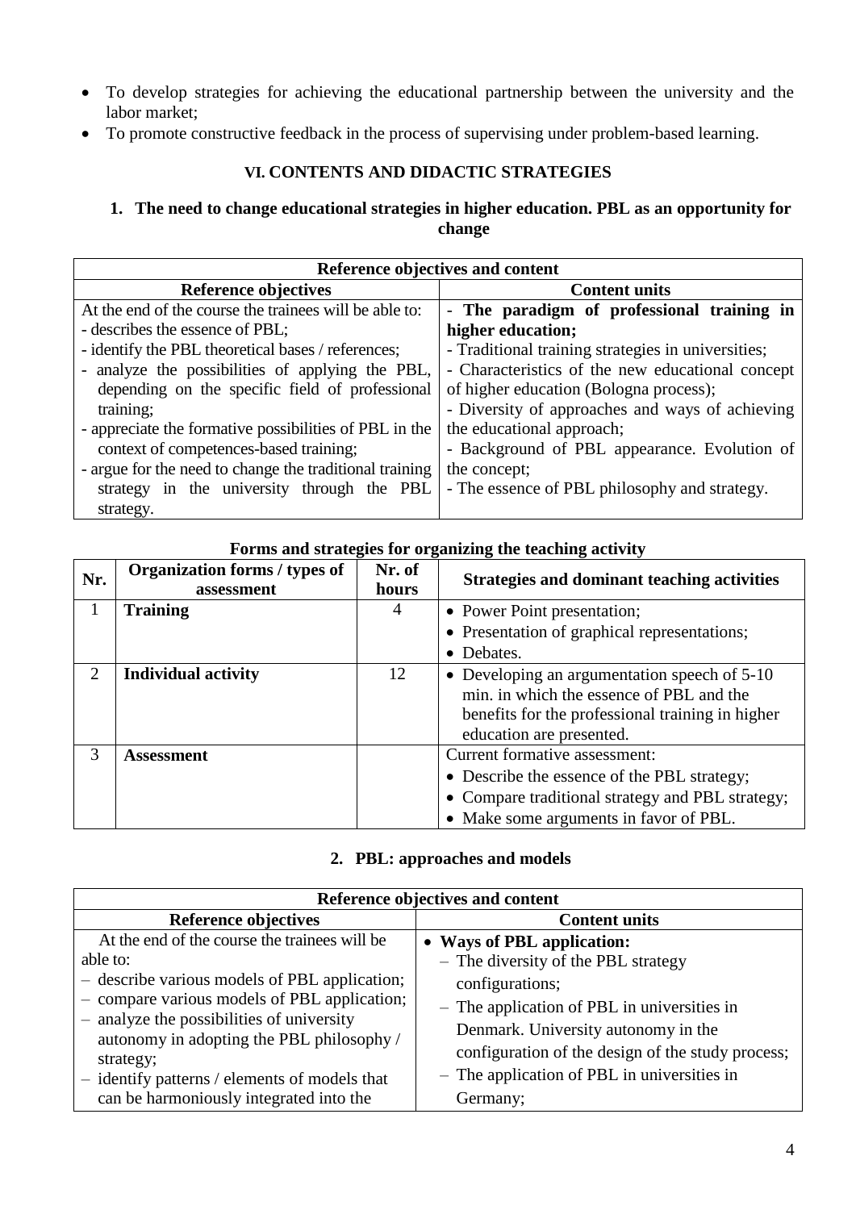- To develop strategies for achieving the educational partnership between the university and the labor market;
- To promote constructive feedback in the process of supervising under problem-based learning.

## VI. CONTENTS AND DIDACTIC STRATEGIES

### 1. The need to change educational strategies in higher education. PBL as an opportunity for change

| Reference objectives and content | |
|---|---|
| **Reference objectives** | **Content units** |
| At the end of the course the trainees will be able to:<br>- describes the essence of PBL;<br>- identify the PBL theoretical bases / references;<br>- analyze the possibilities of applying the PBL, depending on the specific field of professional training;<br>- appreciate the formative possibilities of PBL in the context of competences-based training;<br>- argue for the need to change the traditional training strategy in the university through the PBL strategy. | - **The paradigm of professional training in higher education;**<br>- Traditional training strategies in universities;<br>- Characteristics of the new educational concept of higher education (Bologna process);<br>- Diversity of approaches and ways of achieving the educational approach;<br>- Background of PBL appearance. Evolution of the concept;<br>- The essence of PBL philosophy and strategy. |

**Forms and strategies for organizing the teaching activity**

| Nr. | Organization forms / types of assessment | Nr. of hours | Strategies and dominant teaching activities |
|---|---|---|---|
| 1 | **Training** | 4 | • Power Point presentation;<br>• Presentation of graphical representations;<br>• Debates. |
| 2 | **Individual activity** | 12 | • Developing an argumentation speech of 5-10 min. in which the essence of PBL and the benefits for the professional training in higher education are presented. |
| 3 | **Assessment** | | Current formative assessment:<br>• Describe the essence of the PBL strategy;<br>• Compare traditional strategy and PBL strategy;<br>• Make some arguments in favor of PBL. |

### 2. PBL: approaches and models

| Reference objectives and content | |
|---|---|
| **Reference objectives** | **Content units** |
| At the end of the course the trainees will be able to:<br>– describe various models of PBL application;<br>– compare various models of PBL application;<br>– analyze the possibilities of university autonomy in adopting the PBL philosophy / strategy;<br>– identify patterns / elements of models that can be harmoniously integrated into the | • **Ways of PBL application:**<br>– The diversity of the PBL strategy configurations;<br>– The application of PBL in universities in Denmark. University autonomy in the configuration of the design of the study process;<br>– The application of PBL in universities in Germany; |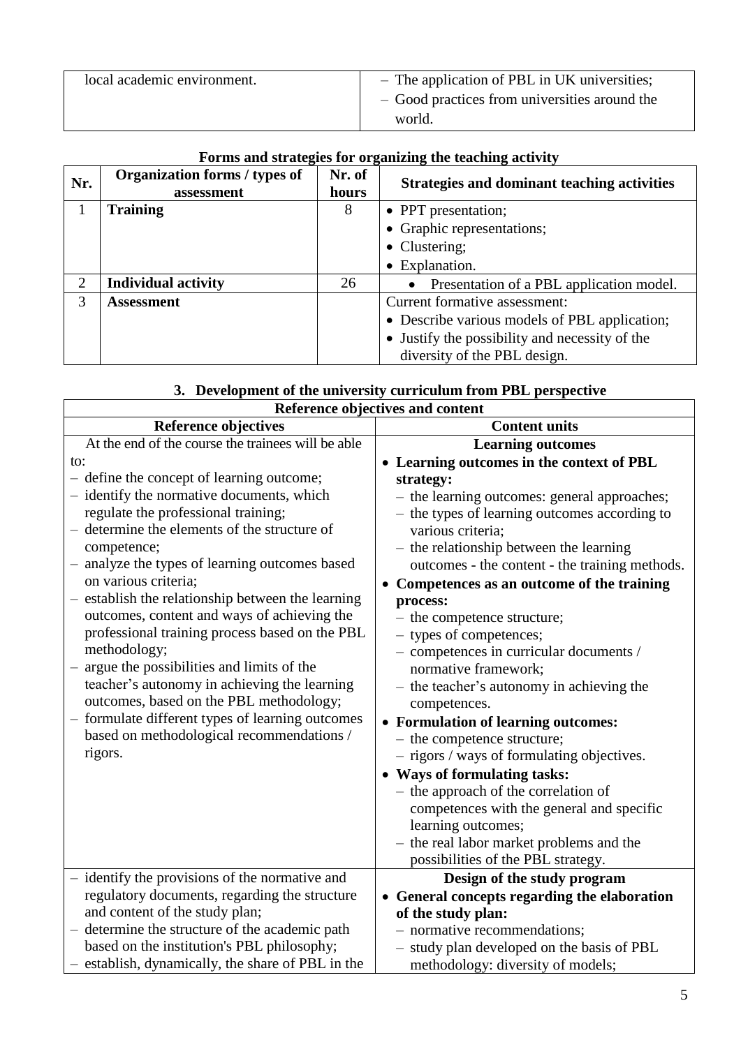| local academic environment. | – The application of PBL in UK universities;<br>– Good practices from universities around the world. |
|---|---|

**Forms and strategies for organizing the teaching activity**

| Nr. | Organization forms / types of assessment | Nr. of hours | Strategies and dominant teaching activities |
|---|---|---|---|
| 1 | **Training** | 8 | • PPT presentation;<br>• Graphic representations;<br>• Clustering;<br>• Explanation. |
| 2 | **Individual activity** | 26 | • Presentation of a PBL application model. |
| 3 | **Assessment** | | Current formative assessment:<br>• Describe various models of PBL application;<br>• Justify the possibility and necessity of the diversity of the PBL design. |

### 3. Development of the university curriculum from PBL perspective

| Reference objectives and content | |
|---|---|
| **Reference objectives** | **Content units** |
| At the end of the course the trainees will be able to:<br>– define the concept of learning outcome;<br>– identify the normative documents, which regulate the professional training;<br>– determine the elements of the structure of competence;<br>– analyze the types of learning outcomes based on various criteria;<br>– establish the relationship between the learning outcomes, content and ways of achieving the professional training process based on the PBL methodology;<br>– argue the possibilities and limits of the teacher's autonomy in achieving the learning outcomes, based on the PBL methodology;<br>– formulate different types of learning outcomes based on methodological recommendations / rigors. | **Learning outcomes**<br>• **Learning outcomes in the context of PBL strategy:**<br>– the learning outcomes: general approaches;<br>– the types of learning outcomes according to various criteria;<br>– the relationship between the learning outcomes - the content - the training methods.<br>• **Competences as an outcome of the training process:**<br>– the competence structure;<br>– types of competences;<br>– competences in curricular documents / normative framework;<br>– the teacher's autonomy in achieving the competences.<br>• **Formulation of learning outcomes:**<br>– the competence structure;<br>– rigors / ways of formulating objectives.<br>• **Ways of formulating tasks:**<br>– the approach of the correlation of competences with the general and specific learning outcomes;<br>– the real labor market problems and the possibilities of the PBL strategy. |
| – identify the provisions of the normative and regulatory documents, regarding the structure and content of the study plan;<br>– determine the structure of the academic path based on the institution's PBL philosophy;<br>– establish, dynamically, the share of PBL in the | **Design of the study program**<br>• **General concepts regarding the elaboration of the study plan:**<br>– normative recommendations;<br>– study plan developed on the basis of PBL methodology: diversity of models; |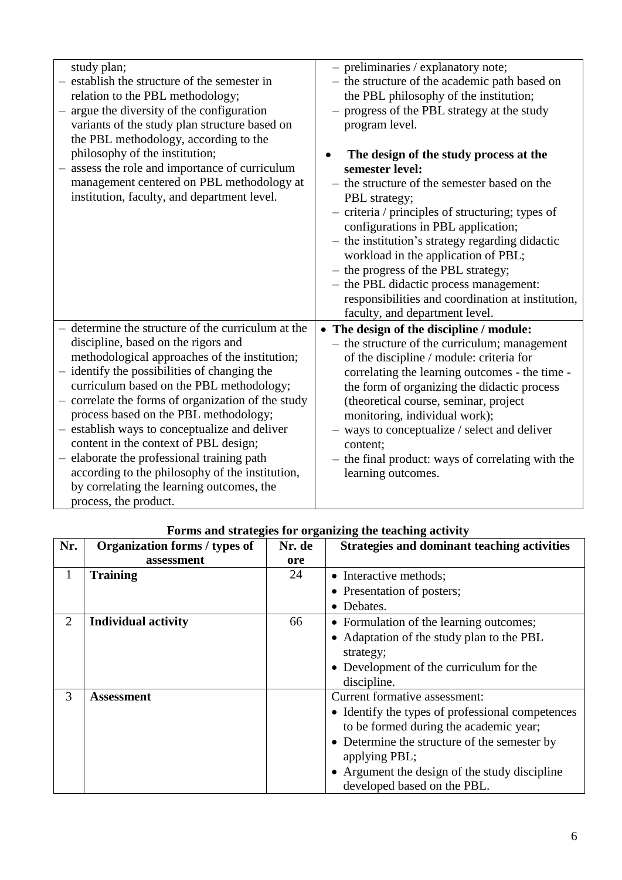| | |
|---|---|
| study plan;<br>– establish the structure of the semester in relation to the PBL methodology;<br>– argue the diversity of the configuration variants of the study plan structure based on the PBL methodology, according to the philosophy of the institution;<br>– assess the role and importance of curriculum management centered on PBL methodology at institution, faculty, and department level. | – preliminaries / explanatory note;<br>– the structure of the academic path based on the PBL philosophy of the institution;<br>– progress of the PBL strategy at the study program level.<br><br>• **The design of the study process at the semester level:**<br>– the structure of the semester based on the PBL strategy;<br>– criteria / principles of structuring; types of configurations in PBL application;<br>– the institution's strategy regarding didactic workload in the application of PBL;<br>– the progress of the PBL strategy;<br>– the PBL didactic process management: responsibilities and coordination at institution, faculty, and department level. |
| – determine the structure of the curriculum at the discipline, based on the rigors and methodological approaches of the institution;<br>– identify the possibilities of changing the curriculum based on the PBL methodology;<br>– correlate the forms of organization of the study process based on the PBL methodology;<br>– establish ways to conceptualize and deliver content in the context of PBL design;<br>– elaborate the professional training path according to the philosophy of the institution, by correlating the learning outcomes, the process, the product. | • **The design of the discipline / module:**<br>– the structure of the curriculum; management of the discipline / module: criteria for correlating the learning outcomes - the time - the form of organizing the didactic process (theoretical course, seminar, project monitoring, individual work);<br>– ways to conceptualize / select and deliver content;<br>– the final product: ways of correlating with the learning outcomes. |

**Forms and strategies for organizing the teaching activity**

| Nr. | Organization forms / types of assessment | Nr. de ore | Strategies and dominant teaching activities |
|---|---|---|---|
| 1 | **Training** | 24 | • Interactive methods;<br>• Presentation of posters;<br>• Debates. |
| 2 | **Individual activity** | 66 | • Formulation of the learning outcomes;<br>• Adaptation of the study plan to the PBL strategy;<br>• Development of the curriculum for the discipline. |
| 3 | **Assessment** | | Current formative assessment:<br>• Identify the types of professional competences to be formed during the academic year;<br>• Determine the structure of the semester by applying PBL;<br>• Argument the design of the study discipline developed based on the PBL. |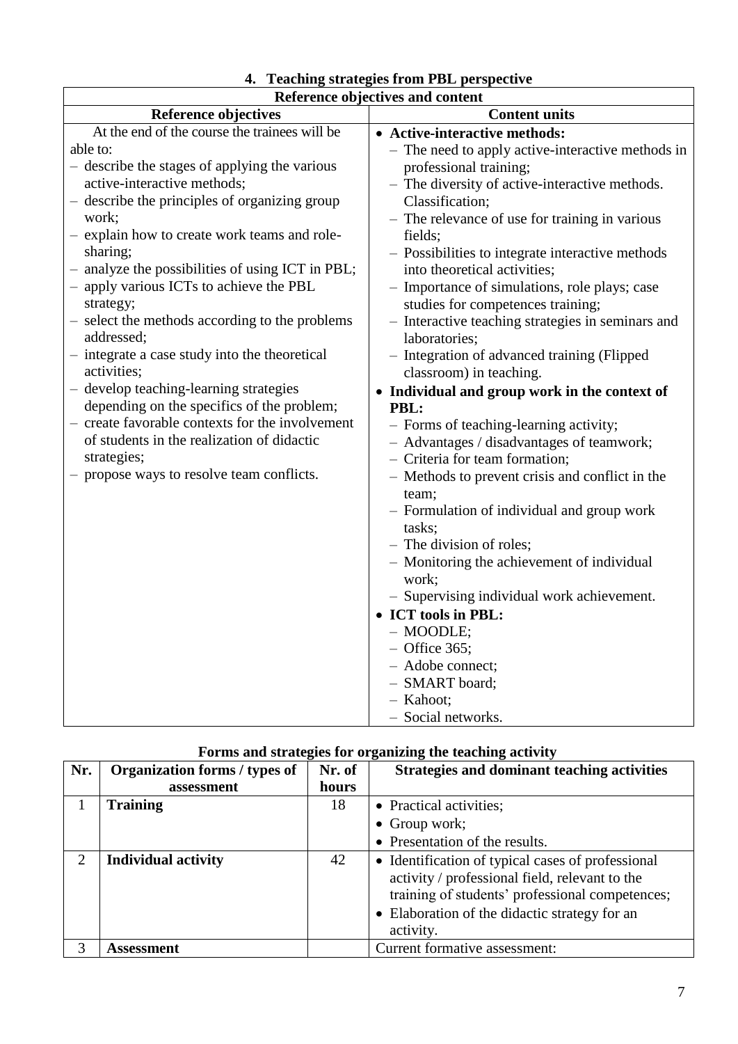## 4. Teaching strategies from PBL perspective

| Reference objectives and content | |
|---|---|
| **Reference objectives** | **Content units** |
| At the end of the course the trainees will be able to:<br>– describe the stages of applying the various active-interactive methods;<br>– describe the principles of organizing group work;<br>– explain how to create work teams and role-sharing;<br>– analyze the possibilities of using ICT in PBL;<br>– apply various ICTs to achieve the PBL strategy;<br>– select the methods according to the problems addressed;<br>– integrate a case study into the theoretical activities;<br>– develop teaching-learning strategies depending on the specifics of the problem;<br>– create favorable contexts for the involvement of students in the realization of didactic strategies;<br>– propose ways to resolve team conflicts. | • **Active-interactive methods:**<br>– The need to apply active-interactive methods in professional training;<br>– The diversity of active-interactive methods. Classification;<br>– The relevance of use for training in various fields;<br>– Possibilities to integrate interactive methods into theoretical activities;<br>– Importance of simulations, role plays; case studies for competences training;<br>– Interactive teaching strategies in seminars and laboratories;<br>– Integration of advanced training (Flipped classroom) in teaching.<br>• **Individual and group work in the context of PBL:**<br>– Forms of teaching-learning activity;<br>– Advantages / disadvantages of teamwork;<br>– Criteria for team formation;<br>– Methods to prevent crisis and conflict in the team;<br>– Formulation of individual and group work tasks;<br>– The division of roles;<br>– Monitoring the achievement of individual work;<br>– Supervising individual work achievement.<br>• **ICT tools in PBL:**<br>– MOODLE;<br>– Office 365;<br>– Adobe connect;<br>– SMART board;<br>– Kahoot;<br>– Social networks. |

### Forms and strategies for organizing the teaching activity

| Nr. | Organization forms / types of assessment | Nr. of hours | Strategies and dominant teaching activities |
|---|---|---|---|
| 1 | **Training** | 18 | • Practical activities;<br>• Group work;<br>• Presentation of the results. |
| 2 | **Individual activity** | 42 | • Identification of typical cases of professional activity / professional field, relevant to the training of students' professional competences;<br>• Elaboration of the didactic strategy for an activity. |
| 3 | **Assessment** | | Current formative assessment: |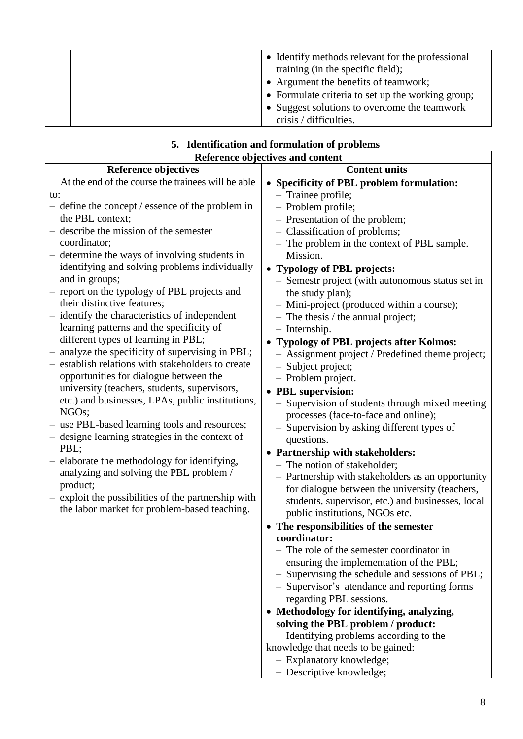| | | | • Identify methods relevant for the professional training (in the specific field);<br>• Argument the benefits of teamwork;<br>• Formulate criteria to set up the working group;<br>• Suggest solutions to overcome the teamwork crisis / difficulties. |
|---|---|---|---|

### 5. Identification and formulation of problems

| Reference objectives and content | |
|---|---|
| **Reference objectives** | **Content units** |
| At the end of the course the trainees will be able to:<br>– define the concept / essence of the problem in the PBL context;<br>– describe the mission of the semester coordinator;<br>– determine the ways of involving students in identifying and solving problems individually and in groups;<br>– report on the typology of PBL projects and their distinctive features;<br>– identify the characteristics of independent learning patterns and the specificity of different types of learning in PBL;<br>– analyze the specificity of supervising in PBL;<br>– establish relations with stakeholders to create opportunities for dialogue between the university (teachers, students, supervisors, etc.) and businesses, LPAs, public institutions, NGOs;<br>– use PBL-based learning tools and resources;<br>– designe learning strategies in the context of PBL;<br>– elaborate the methodology for identifying, analyzing and solving the PBL problem / product;<br>– exploit the possibilities of the partnership with the labor market for problem-based teaching. | • **Specificity of PBL problem formulation:**<br>– Trainee profile;<br>– Problem profile;<br>– Presentation of the problem;<br>– Classification of problems;<br>– The problem in the context of PBL sample. Mission.<br>• **Typology of PBL projects:**<br>– Semestr project (with autonomous status set in the study plan);<br>– Mini-project (produced within a course);<br>– The thesis / the annual project;<br>– Internship.<br>• **Typology of PBL projects after Kolmos:**<br>– Assignment project / Predefined theme project;<br>– Subject project;<br>– Problem project.<br>• **PBL supervision:**<br>– Supervision of students through mixed meeting processes (face-to-face and online);<br>– Supervision by asking different types of questions.<br>• **Partnership with stakeholders:**<br>– The notion of stakeholder;<br>– Partnership with stakeholders as an opportunity for dialogue between the university (teachers, students, supervisor, etc.) and businesses, local public institutions, NGOs etc.<br>• **The responsibilities of the semester coordinator:**<br>– The role of the semester coordinator in ensuring the implementation of the PBL;<br>– Supervising the schedule and sessions of PBL;<br>– Supervisor's atendance and reporting forms regarding PBL sessions.<br>• **Methodology for identifying, analyzing, solving the PBL problem / product:**<br>Identifying problems according to the knowledge that needs to be gained:<br>– Explanatory knowledge;<br>– Descriptive knowledge; |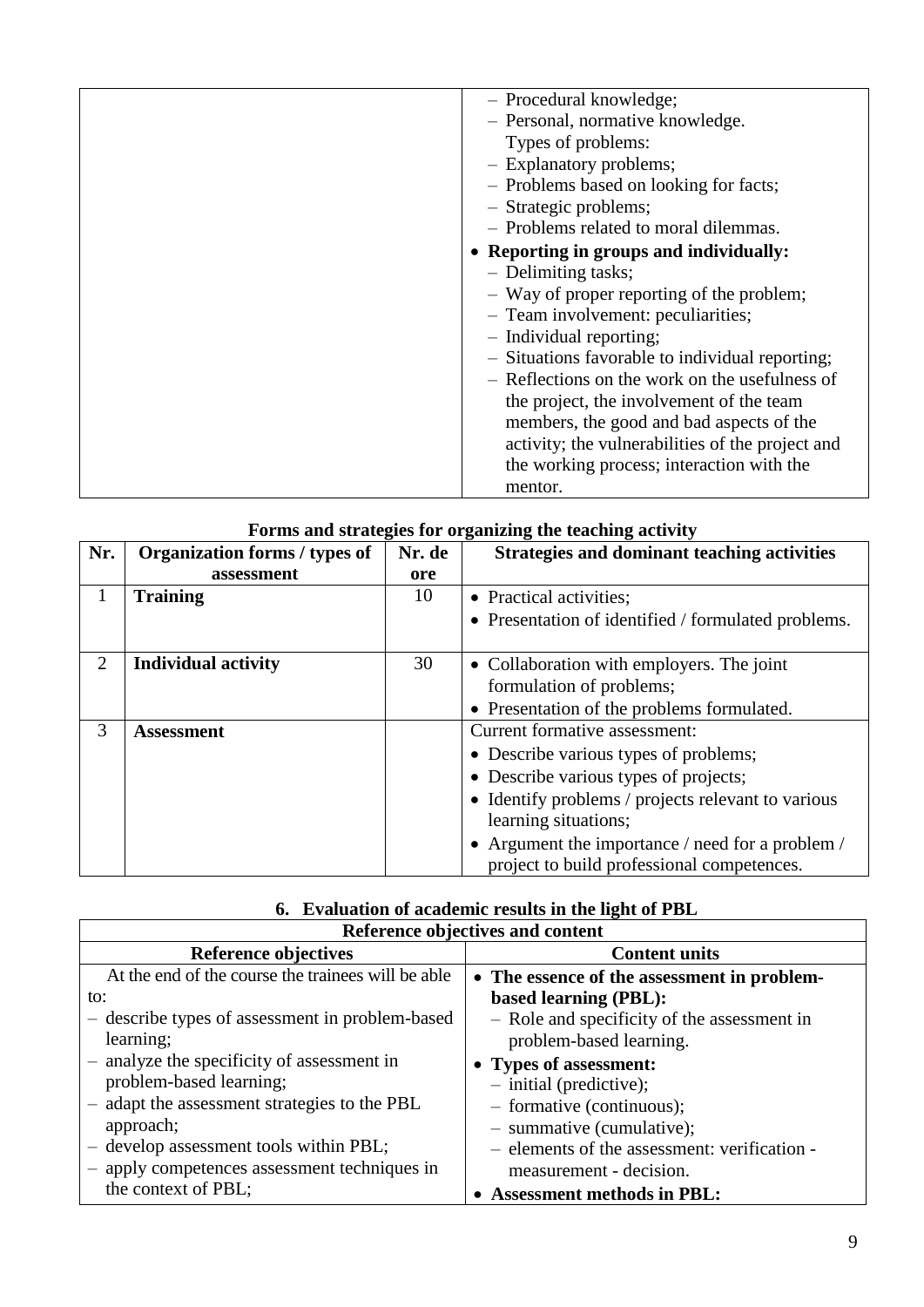| | |
|---|---|
| | – Procedural knowledge;<br>– Personal, normative knowledge.<br>Types of problems:<br>– Explanatory problems;<br>– Problems based on looking for facts;<br>– Strategic problems;<br>– Problems related to moral dilemmas.<br>• **Reporting in groups and individually:**<br>– Delimiting tasks;<br>– Way of proper reporting of the problem;<br>– Team involvement: peculiarities;<br>– Individual reporting;<br>– Situations favorable to individual reporting;<br>– Reflections on the work on the usefulness of the project, the involvement of the team members, the good and bad aspects of the activity; the vulnerabilities of the project and the working process; interaction with the mentor. |

**Forms and strategies for organizing the teaching activity**

| Nr. | Organization forms / types of assessment | Nr. de ore | Strategies and dominant teaching activities |
|---|---|---|---|
| 1 | **Training** | 10 | • Practical activities;<br>• Presentation of identified / formulated problems. |
| 2 | **Individual activity** | 30 | • Collaboration with employers. The joint formulation of problems;<br>• Presentation of the problems formulated. |
| 3 | **Assessment** | | Current formative assessment:<br>• Describe various types of problems;<br>• Describe various types of projects;<br>• Identify problems / projects relevant to various learning situations;<br>• Argument the importance / need for a problem / project to build professional competences. |

## 6. Evaluation of academic results in the light of PBL

| Reference objectives and content | |
|---|---|
| **Reference objectives** | **Content units** |
| At the end of the course the trainees will be able to:<br>– describe types of assessment in problem-based learning;<br>– analyze the specificity of assessment in problem-based learning;<br>– adapt the assessment strategies to the PBL approach;<br>– develop assessment tools within PBL;<br>– apply competences assessment techniques in the context of PBL; | • **The essence of the assessment in problem-based learning (PBL):**<br>– Role and specificity of the assessment in problem-based learning.<br>• **Types of assessment:**<br>– initial (predictive);<br>– formative (continuous);<br>– summative (cumulative);<br>– elements of the assessment: verification - measurement - decision.<br>• **Assessment methods in PBL:** |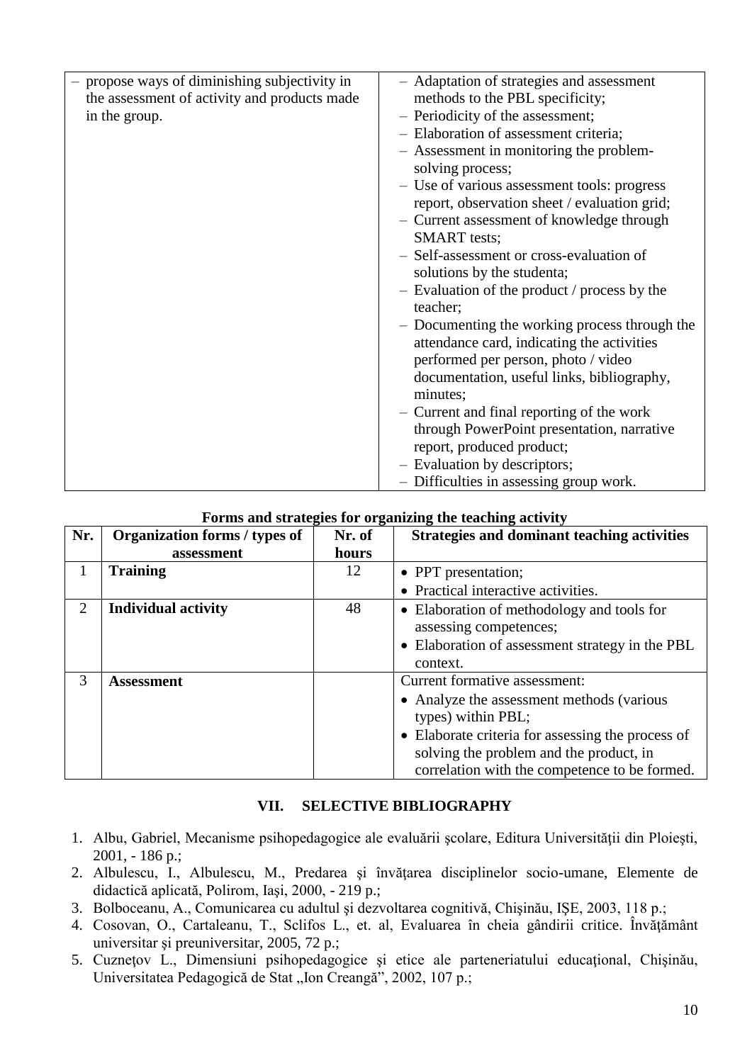| | |
|---|---|
| – propose ways of diminishing subjectivity in the assessment of activity and products made in the group. | – Adaptation of strategies and assessment methods to the PBL specificity;<br>– Periodicity of the assessment;<br>– Elaboration of assessment criteria;<br>– Assessment in monitoring the problem-solving process;<br>– Use of various assessment tools: progress report, observation sheet / evaluation grid;<br>– Current assessment of knowledge through SMART tests;<br>– Self-assessment or cross-evaluation of solutions by the studenta;<br>– Evaluation of the product / process by the teacher;<br>– Documenting the working process through the attendance card, indicating the activities performed per person, photo / video documentation, useful links, bibliography, minutes;<br>– Current and final reporting of the work through PowerPoint presentation, narrative report, produced product;<br>– Evaluation by descriptors;<br>– Difficulties in assessing group work. |

**Forms and strategies for organizing the teaching activity**

| Nr. | Organization forms / types of assessment | Nr. of hours | Strategies and dominant teaching activities |
|---|---|---|---|
| 1 | **Training** | 12 | • PPT presentation;<br>• Practical interactive activities. |
| 2 | **Individual activity** | 48 | • Elaboration of methodology and tools for assessing competences;<br>• Elaboration of assessment strategy in the PBL context. |
| 3 | **Assessment** | | Current formative assessment:<br>• Analyze the assessment methods (various types) within PBL;<br>• Elaborate criteria for assessing the process of solving the problem and the product, in correlation with the competence to be formed. |

## VII. SELECTIVE BIBLIOGRAPHY

1. Albu, Gabriel, Mecanisme psihopedagogice ale evaluării şcolare, Editura Universităţii din Ploieşti, 2001, - 186 p.;
2. Albulescu, I., Albulescu, M., Predarea şi învăţarea disciplinelor socio-umane, Elemente de didactică aplicată, Polirom, Iaşi, 2000, - 219 p.;
3. Bolboceanu, A., Comunicarea cu adultul şi dezvoltarea cognitivă, Chişinău, IȘE, 2003, 118 p.;
4. Cosovan, O., Cartaleanu, T., Sclifos L., et. al, Evaluarea în cheia gândirii critice. Învăţământ universitar şi preuniversitar, 2005, 72 p.;
5. Cuzneţov L., Dimensiuni psihopedagogice şi etice ale parteneriatului educaţional, Chişinău, Universitatea Pedagogică de Stat „Ion Creangă", 2002, 107 p.;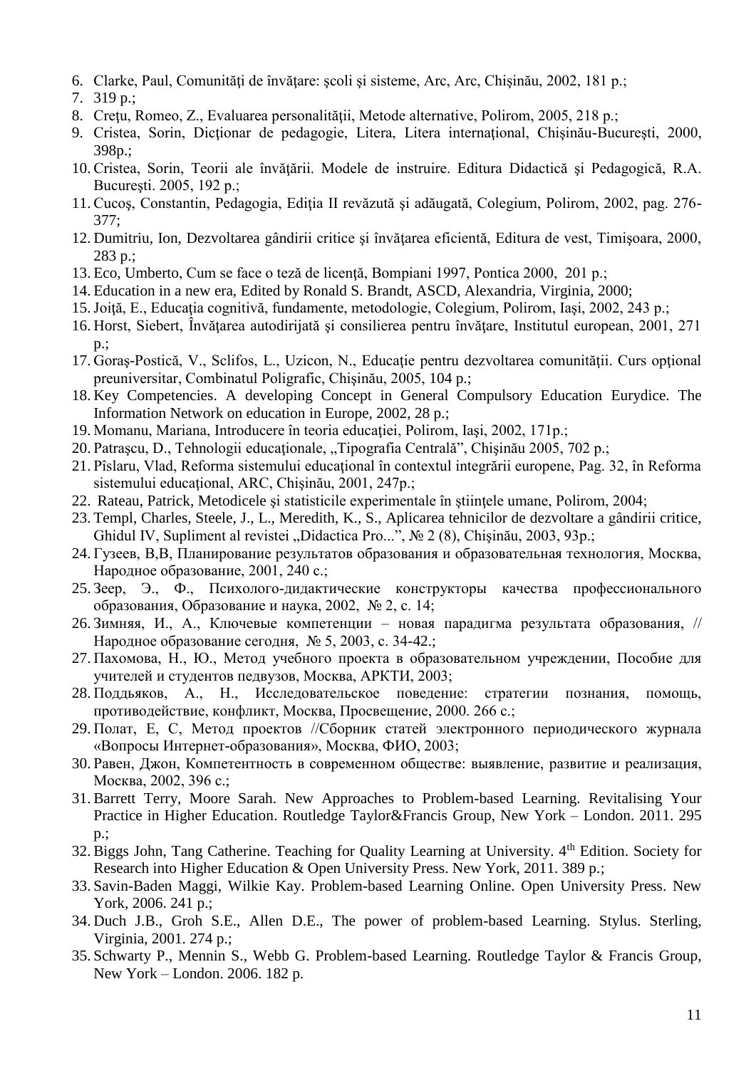6. Clarke, Paul, Comunităţi de învăţare: şcoli şi sisteme, Arc, Arc, Chişinău, 2002, 181 p.;
7. 319 p.;
8. Creţu, Romeo, Z., Evaluarea personalităţii, Metode alternative, Polirom, 2005, 218 p.;
9. Cristea, Sorin, Dicţionar de pedagogie, Litera, Litera internaţional, Chişinău-Bucureşti, 2000, 398p.;
10. Cristea, Sorin, Teorii ale învăţării. Modele de instruire. Editura Didactică şi Pedagogică, R.A. Bucureşti. 2005, 192 p.;
11. Cucoş, Constantin, Pedagogia, Ediţia II revăzută şi adăugată, Colegium, Polirom, 2002, pag. 276-377;
12. Dumitriu, Ion, Dezvoltarea gândirii critice şi învăţarea eficientă, Editura de vest, Timişoara, 2000, 283 p.;
13. Eco, Umberto, Cum se face o teză de licenţă, Bompiani 1997, Pontica 2000, 201 p.;
14. Education in a new era, Edited by Ronald S. Brandt, ASCD, Alexandria, Virginia, 2000;
15. Joiţă, E., Educaţia cognitivă, fundamente, metodologie, Colegium, Polirom, Iaşi, 2002, 243 p.;
16. Horst, Siebert, Învăţarea autodirijată şi consilierea pentru învăţare, Institutul european, 2001, 271 p.;
17. Goraş-Postică, V., Sclifos, L., Uzicon, N., Educaţie pentru dezvoltarea comunităţii. Curs opţional preuniversitar, Combinatul Poligrafic, Chişinău, 2005, 104 p.;
18. Key Competencies. A developing Concept in General Compulsory Education Eurydice. The Information Network on education in Europe, 2002, 28 p.;
19. Momanu, Mariana, Introducere în teoria educaţiei, Polirom, Iaşi, 2002, 171p.;
20. Patraşcu, D., Tehnologii educaţionale, „Tipografia Centrală", Chişinău 2005, 702 p.;
21. Pîslaru, Vlad, Reforma sistemului educaţional în contextul integrării europene, Pag. 32, în Reforma sistemului educaţional, ARC, Chişinău, 2001, 247p.;
22. Rateau, Patrick, Metodicele şi statisticile experimentale în ştiinţele umane, Polirom, 2004;
23. Templ, Charles, Steele, J., L., Meredith, K., S., Aplicarea tehnicilor de dezvoltare a gândirii critice, Ghidul IV, Supliment al revistei „Didactica Pro...", № 2 (8), Chişinău, 2003, 93p.;
24. Гузеев, В,В, Планирование результатов образования и образовательная технология, Москва, Народное образование, 2001, 240 с.;
25. Зеер, Э., Ф., Психолого-дидактические конструкторы качества профессионального образования, Образование и наука, 2002, № 2, с. 14;
26. Зимняя, И., А., Ключевые компетенции – новая парадигма результата образования, // Народное образование сегодня, № 5, 2003, с. 34-42.;
27. Пахомова, Н., Ю., Метод учебного проекта в образовательном учреждении, Пособие для учителей и студентов педвузов, Москва, АРКТИ, 2003;
28. Поддьяков, А., Н., Исследовательское поведение: стратегии познания, помощь, противодействие, конфликт, Москва, Просвещение, 2000. 266 с.;
29. Полат, Е, С, Метод проектов //Сборник статей электронного периодического журнала «Вопросы Интернет-образования», Москва, ФИО, 2003;
30. Равен, Джон, Компетентность в современном обществе: выявление, развитие и реализация, Москва, 2002, 396 с.;
31. Barrett Terry, Moore Sarah. New Approaches to Problem-based Learning. Revitalising Your Practice in Higher Education. Routledge Taylor&Francis Group, New York – London. 2011. 295 p.;
32. Biggs John, Tang Catherine. Teaching for Quality Learning at University. 4th Edition. Society for Research into Higher Education & Open University Press. New York, 2011. 389 p.;
33. Savin-Baden Maggi, Wilkie Kay. Problem-based Learning Online. Open University Press. New York, 2006. 241 p.;
34. Duch J.B., Groh S.E., Allen D.E., The power of problem-based Learning. Stylus. Sterling, Virginia, 2001. 274 p.;
35. Schwarty P., Mennin S., Webb G. Problem-based Learning. Routledge Taylor & Francis Group, New York – London. 2006. 182 p.